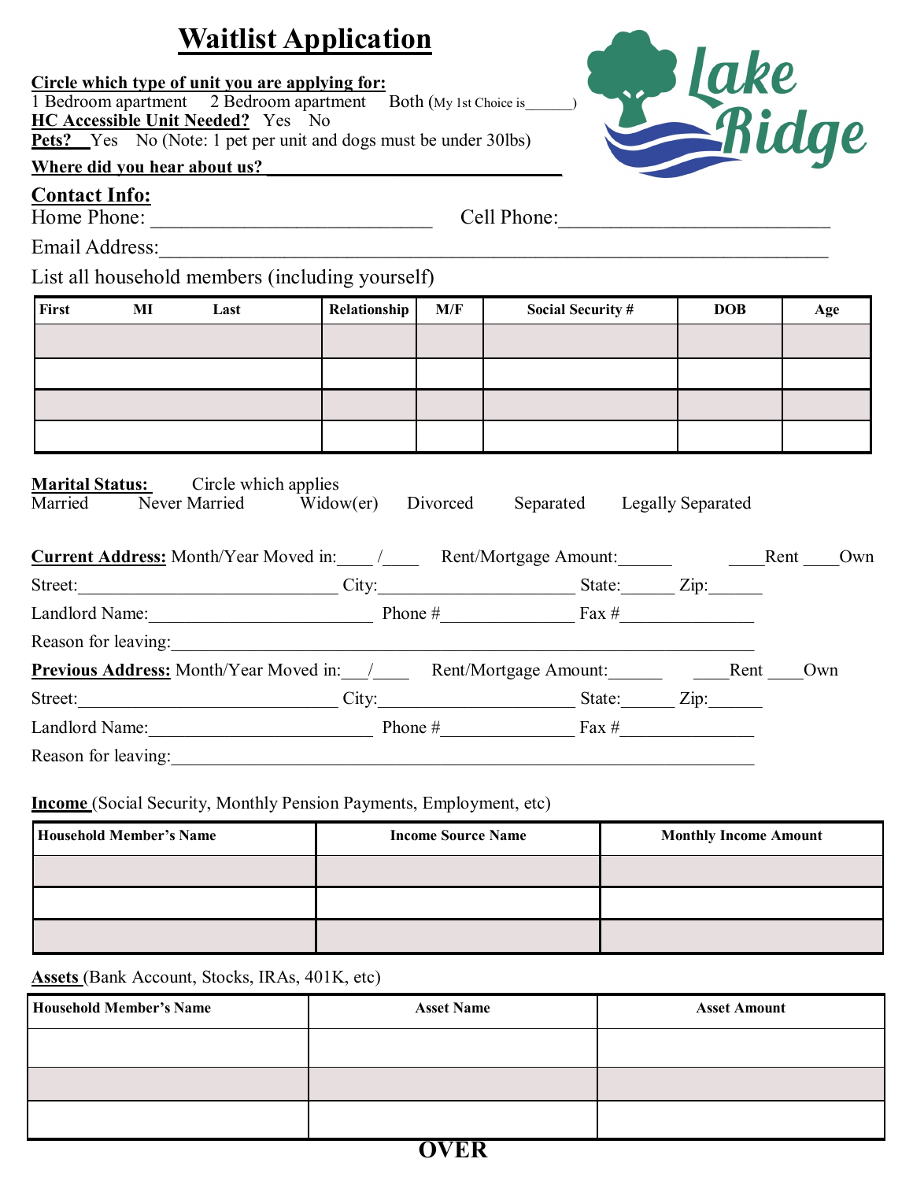# Waitlist Application

Lake Ridge

**Circle which type of unit you are applying for:**
1 Bedroom apartment     2 Bedroom apartment     Both (My 1st Choice is______)

**HC Accessible Unit Needed?** Yes   No

**Pets?** __Yes   No (Note: 1 pet per unit and dogs must be under 30lbs)

**Where did you hear about us?** ______________________________

## Contact Info:

Home Phone: ___________________________     Cell Phone:_________________________

Email Address:_________________________________________________________________

List all household members (including yourself)

| First MI Last | Relationship | M/F | Social Security # | DOB | Age |
|---|---|---|---|---|---|
| | | | | | |
| | | | | | |
| | | | | | |
| | | | | | |

**Marital Status:** Circle which applies
Married     Never Married     Widow(er)     Divorced     Separated     Legally Separated

**Current Address:** Month/Year Moved in:____ /____   Rent/Mortgage Amount:______   ____Rent ____Own

Street:_____________________________ City:______________________ State:______ Zip:______

Landlord Name:________________________ Phone #_______________ Fax #_______________

Reason for leaving:____________________________________________________________

**Previous Address:** Month/Year Moved in:___/____   Rent/Mortgage Amount:______   ____Rent ____Own

Street:_____________________________ City:______________________ State:______ Zip:______

Landlord Name:________________________ Phone #_______________ Fax #_______________

Reason for leaving:____________________________________________________________

**Income** (Social Security, Monthly Pension Payments, Employment, etc)

| Household Member's Name | Income Source Name | Monthly Income Amount |
|---|---|---|
| | | |
| | | |
| | | |

**Assets** (Bank Account, Stocks, IRAs, 401K, etc)

| Household Member's Name | Asset Name | Asset Amount |
|---|---|---|
| | | |
| | | |
| | | |

**OVER**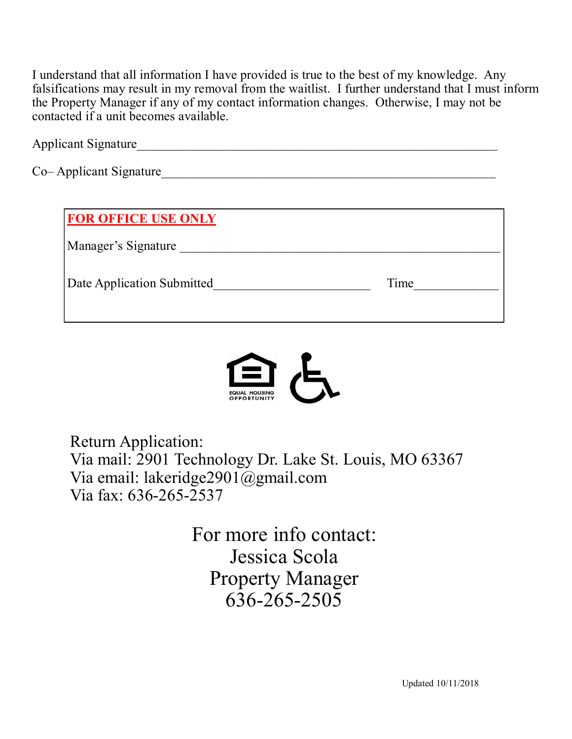I understand that all information I have provided is true to the best of my knowledge. Any falsifications may result in my removal from the waitlist. I further understand that I must inform the Property Manager if any of my contact information changes. Otherwise, I may not be contacted if a unit becomes available.

Applicant Signature_______________________________________________________

Co– Applicant Signature____________________________________________________

**FOR OFFICE USE ONLY**

Manager's Signature ______________________________________________________

Date Application Submitted________________________ Time_____________

EQUAL HOUSING OPPORTUNITY

Return Application:
Via mail: 2901 Technology Dr. Lake St. Louis, MO 63367
Via email: lakeridge2901@gmail.com
Via fax: 636-265-2537

For more info contact:
Jessica Scola
Property Manager
636-265-2505

Updated 10/11/2018